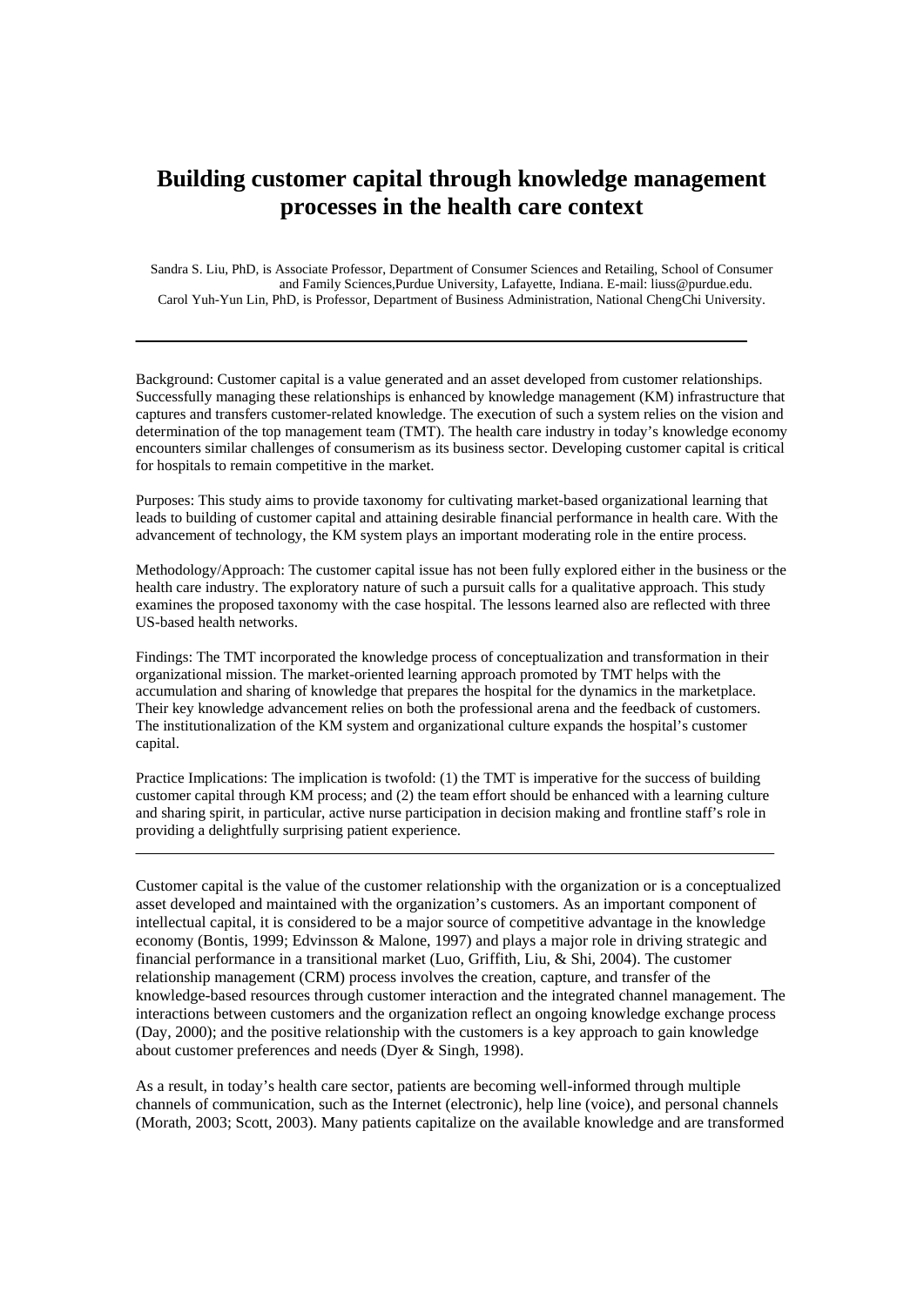# Building customer capital through knowledge management processes in the health care context

Sandra S. Liu, PhD, is Associate Professor, Department of Consumer Sciences and Retailing, School of Consumer and Family Sciences,Purdue University, Lafayette, Indiana. E-mail: liuss@purdue.edu.
Carol Yuh-Yun Lin, PhD, is Professor, Department of Business Administration, National ChengChi University.

---

Background: Customer capital is a value generated and an asset developed from customer relationships. Successfully managing these relationships is enhanced by knowledge management (KM) infrastructure that captures and transfers customer-related knowledge. The execution of such a system relies on the vision and determination of the top management team (TMT). The health care industry in today's knowledge economy encounters similar challenges of consumerism as its business sector. Developing customer capital is critical for hospitals to remain competitive in the market.

Purposes: This study aims to provide taxonomy for cultivating market-based organizational learning that leads to building of customer capital and attaining desirable financial performance in health care. With the advancement of technology, the KM system plays an important moderating role in the entire process.

Methodology/Approach: The customer capital issue has not been fully explored either in the business or the health care industry. The exploratory nature of such a pursuit calls for a qualitative approach. This study examines the proposed taxonomy with the case hospital. The lessons learned also are reflected with three US-based health networks.

Findings: The TMT incorporated the knowledge process of conceptualization and transformation in their organizational mission. The market-oriented learning approach promoted by TMT helps with the accumulation and sharing of knowledge that prepares the hospital for the dynamics in the marketplace. Their key knowledge advancement relies on both the professional arena and the feedback of customers. The institutionalization of the KM system and organizational culture expands the hospital's customer capital.

Practice Implications: The implication is twofold: (1) the TMT is imperative for the success of building customer capital through KM process; and (2) the team effort should be enhanced with a learning culture and sharing spirit, in particular, active nurse participation in decision making and frontline staff's role in providing a delightfully surprising patient experience.

---

Customer capital is the value of the customer relationship with the organization or is a conceptualized asset developed and maintained with the organization's customers. As an important component of intellectual capital, it is considered to be a major source of competitive advantage in the knowledge economy (Bontis, 1999; Edvinsson & Malone, 1997) and plays a major role in driving strategic and financial performance in a transitional market (Luo, Griffith, Liu, & Shi, 2004). The customer relationship management (CRM) process involves the creation, capture, and transfer of the knowledge-based resources through customer interaction and the integrated channel management. The interactions between customers and the organization reflect an ongoing knowledge exchange process (Day, 2000); and the positive relationship with the customers is a key approach to gain knowledge about customer preferences and needs (Dyer & Singh, 1998).

As a result, in today's health care sector, patients are becoming well-informed through multiple channels of communication, such as the Internet (electronic), help line (voice), and personal channels (Morath, 2003; Scott, 2003). Many patients capitalize on the available knowledge and are transformed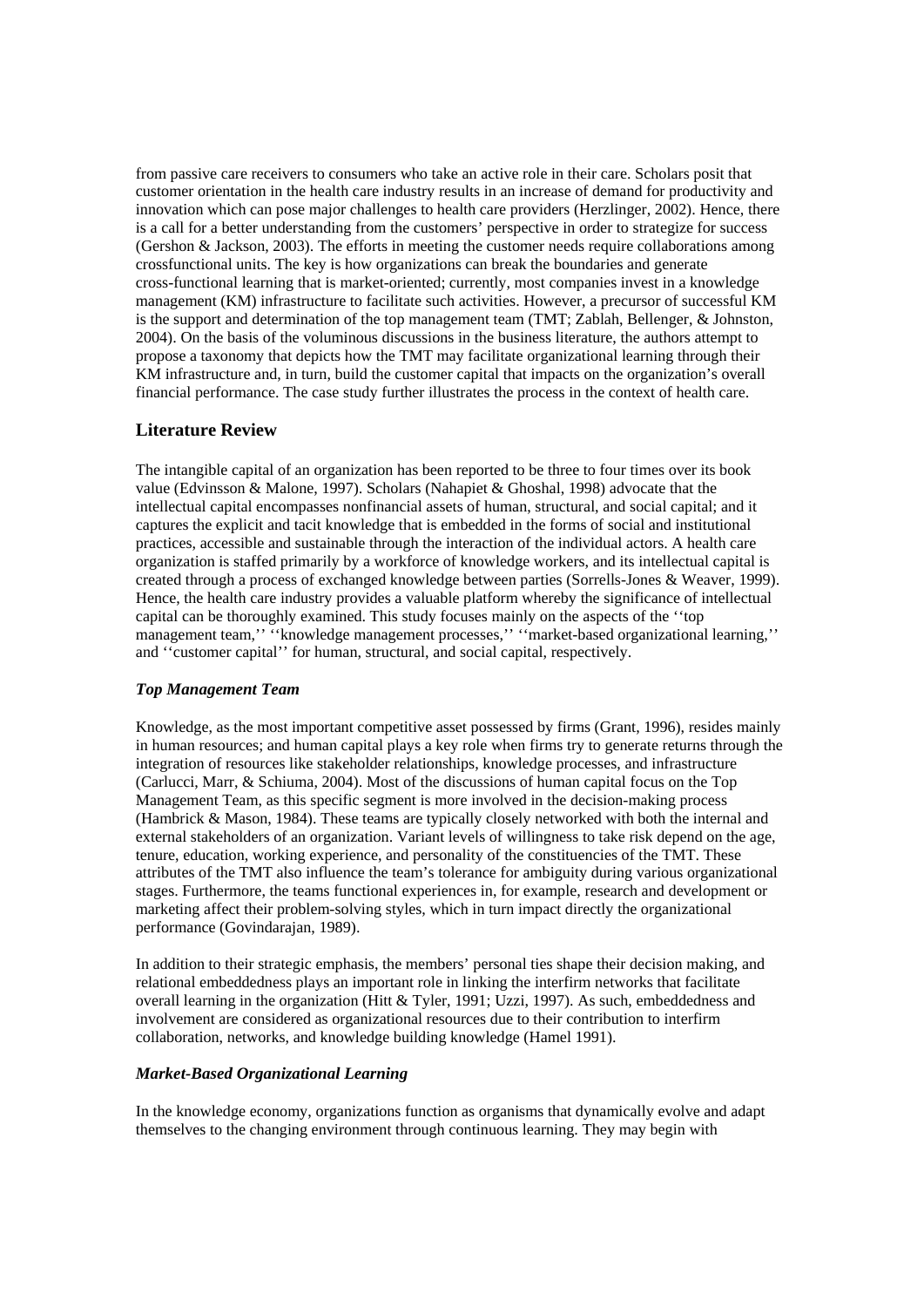from passive care receivers to consumers who take an active role in their care. Scholars posit that customer orientation in the health care industry results in an increase of demand for productivity and innovation which can pose major challenges to health care providers (Herzlinger, 2002). Hence, there is a call for a better understanding from the customers' perspective in order to strategize for success (Gershon & Jackson, 2003). The efforts in meeting the customer needs require collaborations among crossfunctional units. The key is how organizations can break the boundaries and generate cross-functional learning that is market-oriented; currently, most companies invest in a knowledge management (KM) infrastructure to facilitate such activities. However, a precursor of successful KM is the support and determination of the top management team (TMT; Zablah, Bellenger, & Johnston, 2004). On the basis of the voluminous discussions in the business literature, the authors attempt to propose a taxonomy that depicts how the TMT may facilitate organizational learning through their KM infrastructure and, in turn, build the customer capital that impacts on the organization's overall financial performance. The case study further illustrates the process in the context of health care.

## Literature Review

The intangible capital of an organization has been reported to be three to four times over its book value (Edvinsson & Malone, 1997). Scholars (Nahapiet & Ghoshal, 1998) advocate that the intellectual capital encompasses nonfinancial assets of human, structural, and social capital; and it captures the explicit and tacit knowledge that is embedded in the forms of social and institutional practices, accessible and sustainable through the interaction of the individual actors. A health care organization is staffed primarily by a workforce of knowledge workers, and its intellectual capital is created through a process of exchanged knowledge between parties (Sorrells-Jones & Weaver, 1999). Hence, the health care industry provides a valuable platform whereby the significance of intellectual capital can be thoroughly examined. This study focuses mainly on the aspects of the ''top management team,'' ''knowledge management processes,'' ''market-based organizational learning,'' and ''customer capital'' for human, structural, and social capital, respectively.

### *Top Management Team*

Knowledge, as the most important competitive asset possessed by firms (Grant, 1996), resides mainly in human resources; and human capital plays a key role when firms try to generate returns through the integration of resources like stakeholder relationships, knowledge processes, and infrastructure (Carlucci, Marr, & Schiuma, 2004). Most of the discussions of human capital focus on the Top Management Team, as this specific segment is more involved in the decision-making process (Hambrick & Mason, 1984). These teams are typically closely networked with both the internal and external stakeholders of an organization. Variant levels of willingness to take risk depend on the age, tenure, education, working experience, and personality of the constituencies of the TMT. These attributes of the TMT also influence the team's tolerance for ambiguity during various organizational stages. Furthermore, the teams functional experiences in, for example, research and development or marketing affect their problem-solving styles, which in turn impact directly the organizational performance (Govindarajan, 1989).

In addition to their strategic emphasis, the members' personal ties shape their decision making, and relational embeddedness plays an important role in linking the interfirm networks that facilitate overall learning in the organization (Hitt & Tyler, 1991; Uzzi, 1997). As such, embeddedness and involvement are considered as organizational resources due to their contribution to interfirm collaboration, networks, and knowledge building knowledge (Hamel 1991).

### *Market-Based Organizational Learning*

In the knowledge economy, organizations function as organisms that dynamically evolve and adapt themselves to the changing environment through continuous learning. They may begin with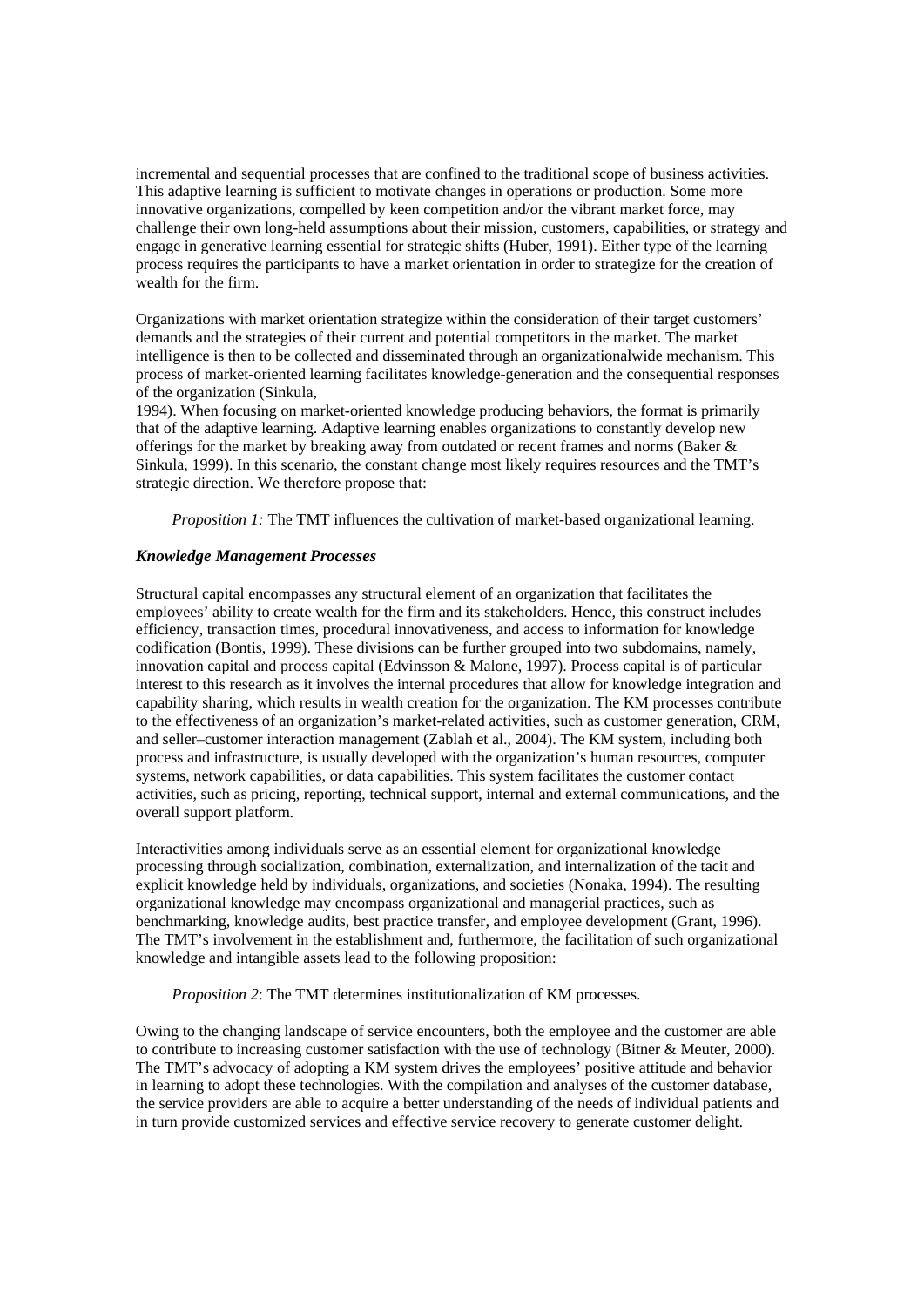incremental and sequential processes that are confined to the traditional scope of business activities. This adaptive learning is sufficient to motivate changes in operations or production. Some more innovative organizations, compelled by keen competition and/or the vibrant market force, may challenge their own long-held assumptions about their mission, customers, capabilities, or strategy and engage in generative learning essential for strategic shifts (Huber, 1991). Either type of the learning process requires the participants to have a market orientation in order to strategize for the creation of wealth for the firm.

Organizations with market orientation strategize within the consideration of their target customers' demands and the strategies of their current and potential competitors in the market. The market intelligence is then to be collected and disseminated through an organizationalwide mechanism. This process of market-oriented learning facilitates knowledge-generation and the consequential responses of the organization (Sinkula,
1994). When focusing on market-oriented knowledge producing behaviors, the format is primarily that of the adaptive learning. Adaptive learning enables organizations to constantly develop new offerings for the market by breaking away from outdated or recent frames and norms (Baker & Sinkula, 1999). In this scenario, the constant change most likely requires resources and the TMT's strategic direction. We therefore propose that:

*Proposition 1:* The TMT influences the cultivation of market-based organizational learning.

### *Knowledge Management Processes*

Structural capital encompasses any structural element of an organization that facilitates the employees' ability to create wealth for the firm and its stakeholders. Hence, this construct includes efficiency, transaction times, procedural innovativeness, and access to information for knowledge codification (Bontis, 1999). These divisions can be further grouped into two subdomains, namely, innovation capital and process capital (Edvinsson & Malone, 1997). Process capital is of particular interest to this research as it involves the internal procedures that allow for knowledge integration and capability sharing, which results in wealth creation for the organization. The KM processes contribute to the effectiveness of an organization's market-related activities, such as customer generation, CRM, and seller–customer interaction management (Zablah et al., 2004). The KM system, including both process and infrastructure, is usually developed with the organization's human resources, computer systems, network capabilities, or data capabilities. This system facilitates the customer contact activities, such as pricing, reporting, technical support, internal and external communications, and the overall support platform.

Interactivities among individuals serve as an essential element for organizational knowledge processing through socialization, combination, externalization, and internalization of the tacit and explicit knowledge held by individuals, organizations, and societies (Nonaka, 1994). The resulting organizational knowledge may encompass organizational and managerial practices, such as benchmarking, knowledge audits, best practice transfer, and employee development (Grant, 1996). The TMT's involvement in the establishment and, furthermore, the facilitation of such organizational knowledge and intangible assets lead to the following proposition:

*Proposition 2*: The TMT determines institutionalization of KM processes.

Owing to the changing landscape of service encounters, both the employee and the customer are able to contribute to increasing customer satisfaction with the use of technology (Bitner & Meuter, 2000). The TMT's advocacy of adopting a KM system drives the employees' positive attitude and behavior in learning to adopt these technologies. With the compilation and analyses of the customer database, the service providers are able to acquire a better understanding of the needs of individual patients and in turn provide customized services and effective service recovery to generate customer delight.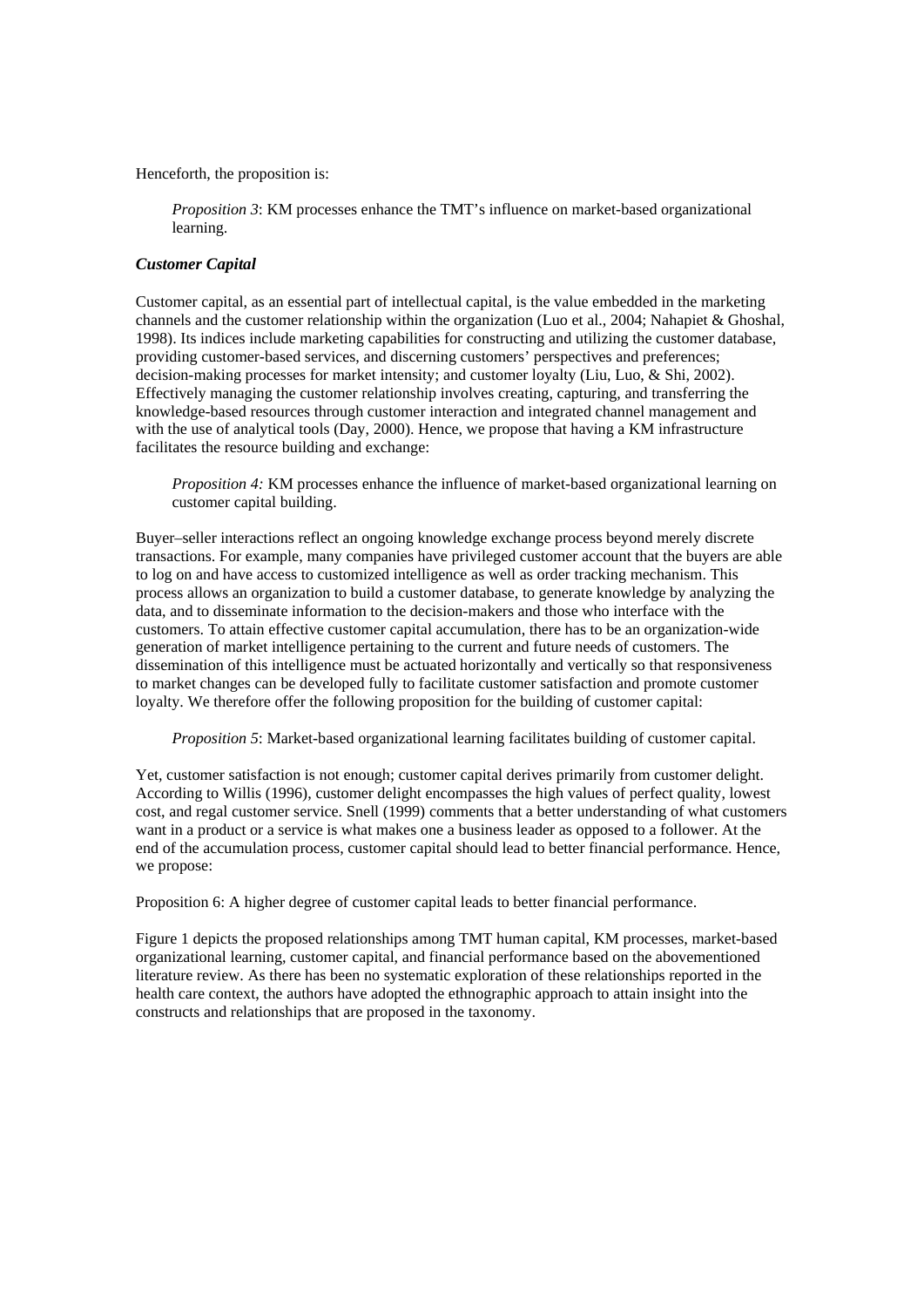Henceforth, the proposition is:

> *Proposition 3*: KM processes enhance the TMT's influence on market-based organizational learning.

### *Customer Capital*

Customer capital, as an essential part of intellectual capital, is the value embedded in the marketing channels and the customer relationship within the organization (Luo et al., 2004; Nahapiet & Ghoshal, 1998). Its indices include marketing capabilities for constructing and utilizing the customer database, providing customer-based services, and discerning customers' perspectives and preferences; decision-making processes for market intensity; and customer loyalty (Liu, Luo, & Shi, 2002). Effectively managing the customer relationship involves creating, capturing, and transferring the knowledge-based resources through customer interaction and integrated channel management and with the use of analytical tools (Day, 2000). Hence, we propose that having a KM infrastructure facilitates the resource building and exchange:

> *Proposition 4:* KM processes enhance the influence of market-based organizational learning on customer capital building.

Buyer–seller interactions reflect an ongoing knowledge exchange process beyond merely discrete transactions. For example, many companies have privileged customer account that the buyers are able to log on and have access to customized intelligence as well as order tracking mechanism. This process allows an organization to build a customer database, to generate knowledge by analyzing the data, and to disseminate information to the decision-makers and those who interface with the customers. To attain effective customer capital accumulation, there has to be an organization-wide generation of market intelligence pertaining to the current and future needs of customers. The dissemination of this intelligence must be actuated horizontally and vertically so that responsiveness to market changes can be developed fully to facilitate customer satisfaction and promote customer loyalty. We therefore offer the following proposition for the building of customer capital:

> *Proposition 5*: Market-based organizational learning facilitates building of customer capital.

Yet, customer satisfaction is not enough; customer capital derives primarily from customer delight. According to Willis (1996), customer delight encompasses the high values of perfect quality, lowest cost, and regal customer service. Snell (1999) comments that a better understanding of what customers want in a product or a service is what makes one a business leader as opposed to a follower. At the end of the accumulation process, customer capital should lead to better financial performance. Hence, we propose:

Proposition 6: A higher degree of customer capital leads to better financial performance.

Figure 1 depicts the proposed relationships among TMT human capital, KM processes, market-based organizational learning, customer capital, and financial performance based on the abovementioned literature review. As there has been no systematic exploration of these relationships reported in the health care context, the authors have adopted the ethnographic approach to attain insight into the constructs and relationships that are proposed in the taxonomy.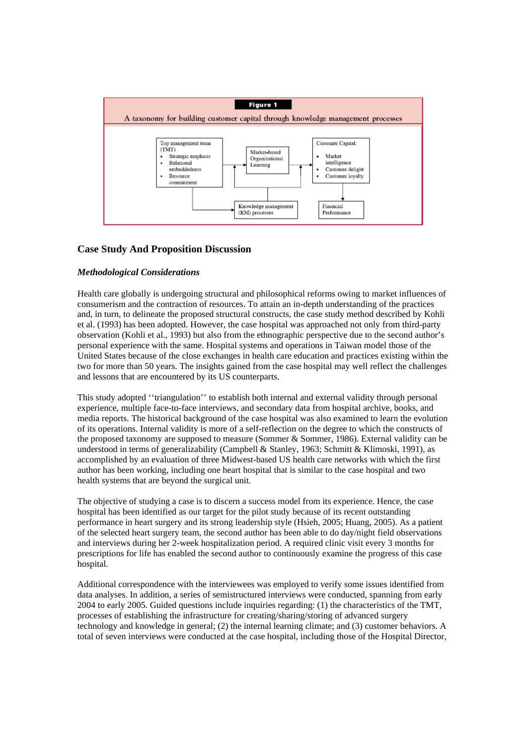**Figure 1**

A taxonomy for building customer capital through knowledge management processes

Top management team (TMT)
- Strategic emphasis
- Relational embeddedness
- Resource commitment

Market-based Organizational Learning

Customer Capital:
- Market intelligence
- Customer delight
- Customer loyalty

Knowledge management (KM) processes

Financial Performance

## Case Study And Proposition Discussion

### *Methodological Considerations*

Health care globally is undergoing structural and philosophical reforms owing to market influences of consumerism and the contraction of resources. To attain an in-depth understanding of the practices and, in turn, to delineate the proposed structural constructs, the case study method described by Kohli et al. (1993) has been adopted. However, the case hospital was approached not only from third-party observation (Kohli et al., 1993) but also from the ethnographic perspective due to the second author's personal experience with the same. Hospital systems and operations in Taiwan model those of the United States because of the close exchanges in health care education and practices existing within the two for more than 50 years. The insights gained from the case hospital may well reflect the challenges and lessons that are encountered by its US counterparts.

This study adopted ''triangulation'' to establish both internal and external validity through personal experience, multiple face-to-face interviews, and secondary data from hospital archive, books, and media reports. The historical background of the case hospital was also examined to learn the evolution of its operations. Internal validity is more of a self-reflection on the degree to which the constructs of the proposed taxonomy are supposed to measure (Sommer & Sommer, 1986). External validity can be understood in terms of generalizability (Campbell & Stanley, 1963; Schmitt & Klimoski, 1991), as accomplished by an evaluation of three Midwest-based US health care networks with which the first author has been working, including one heart hospital that is similar to the case hospital and two health systems that are beyond the surgical unit.

The objective of studying a case is to discern a success model from its experience. Hence, the case hospital has been identified as our target for the pilot study because of its recent outstanding performance in heart surgery and its strong leadership style (Hsieh, 2005; Huang, 2005). As a patient of the selected heart surgery team, the second author has been able to do day/night field observations and interviews during her 2-week hospitalization period. A required clinic visit every 3 months for prescriptions for life has enabled the second author to continuously examine the progress of this case hospital.

Additional correspondence with the interviewees was employed to verify some issues identified from data analyses. In addition, a series of semistructured interviews were conducted, spanning from early 2004 to early 2005. Guided questions include inquiries regarding: (1) the characteristics of the TMT, processes of establishing the infrastructure for creating/sharing/storing of advanced surgery technology and knowledge in general; (2) the internal learning climate; and (3) customer behaviors. A total of seven interviews were conducted at the case hospital, including those of the Hospital Director,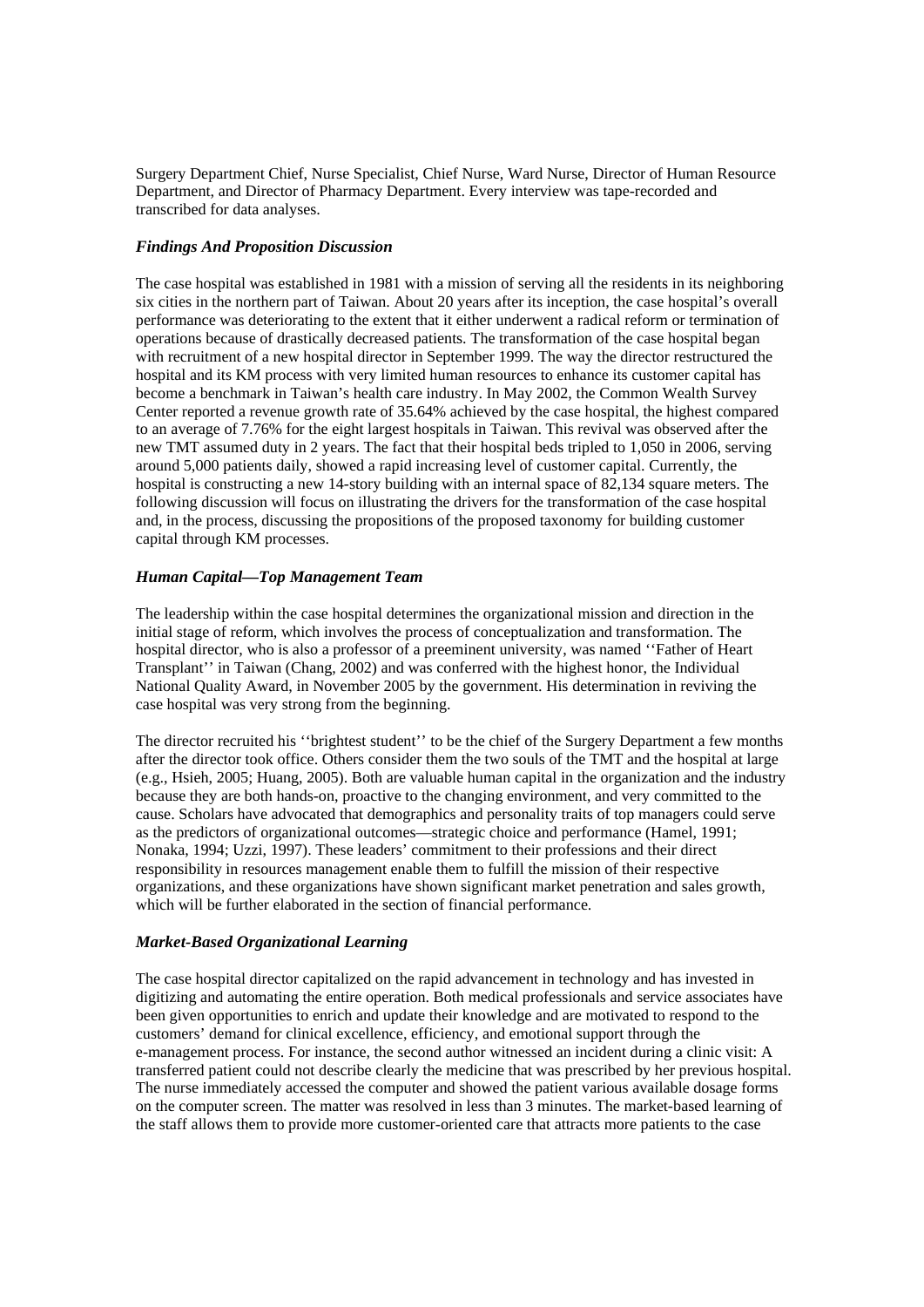Surgery Department Chief, Nurse Specialist, Chief Nurse, Ward Nurse, Director of Human Resource Department, and Director of Pharmacy Department. Every interview was tape-recorded and transcribed for data analyses.

### *Findings And Proposition Discussion*

The case hospital was established in 1981 with a mission of serving all the residents in its neighboring six cities in the northern part of Taiwan. About 20 years after its inception, the case hospital's overall performance was deteriorating to the extent that it either underwent a radical reform or termination of operations because of drastically decreased patients. The transformation of the case hospital began with recruitment of a new hospital director in September 1999. The way the director restructured the hospital and its KM process with very limited human resources to enhance its customer capital has become a benchmark in Taiwan's health care industry. In May 2002, the Common Wealth Survey Center reported a revenue growth rate of 35.64% achieved by the case hospital, the highest compared to an average of 7.76% for the eight largest hospitals in Taiwan. This revival was observed after the new TMT assumed duty in 2 years. The fact that their hospital beds tripled to 1,050 in 2006, serving around 5,000 patients daily, showed a rapid increasing level of customer capital. Currently, the hospital is constructing a new 14-story building with an internal space of 82,134 square meters. The following discussion will focus on illustrating the drivers for the transformation of the case hospital and, in the process, discussing the propositions of the proposed taxonomy for building customer capital through KM processes.

### *Human Capital—Top Management Team*

The leadership within the case hospital determines the organizational mission and direction in the initial stage of reform, which involves the process of conceptualization and transformation. The hospital director, who is also a professor of a preeminent university, was named ''Father of Heart Transplant'' in Taiwan (Chang, 2002) and was conferred with the highest honor, the Individual National Quality Award, in November 2005 by the government. His determination in reviving the case hospital was very strong from the beginning.

The director recruited his ''brightest student'' to be the chief of the Surgery Department a few months after the director took office. Others consider them the two souls of the TMT and the hospital at large (e.g., Hsieh, 2005; Huang, 2005). Both are valuable human capital in the organization and the industry because they are both hands-on, proactive to the changing environment, and very committed to the cause. Scholars have advocated that demographics and personality traits of top managers could serve as the predictors of organizational outcomes—strategic choice and performance (Hamel, 1991; Nonaka, 1994; Uzzi, 1997). These leaders' commitment to their professions and their direct responsibility in resources management enable them to fulfill the mission of their respective organizations, and these organizations have shown significant market penetration and sales growth, which will be further elaborated in the section of financial performance.

### *Market-Based Organizational Learning*

The case hospital director capitalized on the rapid advancement in technology and has invested in digitizing and automating the entire operation. Both medical professionals and service associates have been given opportunities to enrich and update their knowledge and are motivated to respond to the customers' demand for clinical excellence, efficiency, and emotional support through the e-management process. For instance, the second author witnessed an incident during a clinic visit: A transferred patient could not describe clearly the medicine that was prescribed by her previous hospital. The nurse immediately accessed the computer and showed the patient various available dosage forms on the computer screen. The matter was resolved in less than 3 minutes. The market-based learning of the staff allows them to provide more customer-oriented care that attracts more patients to the case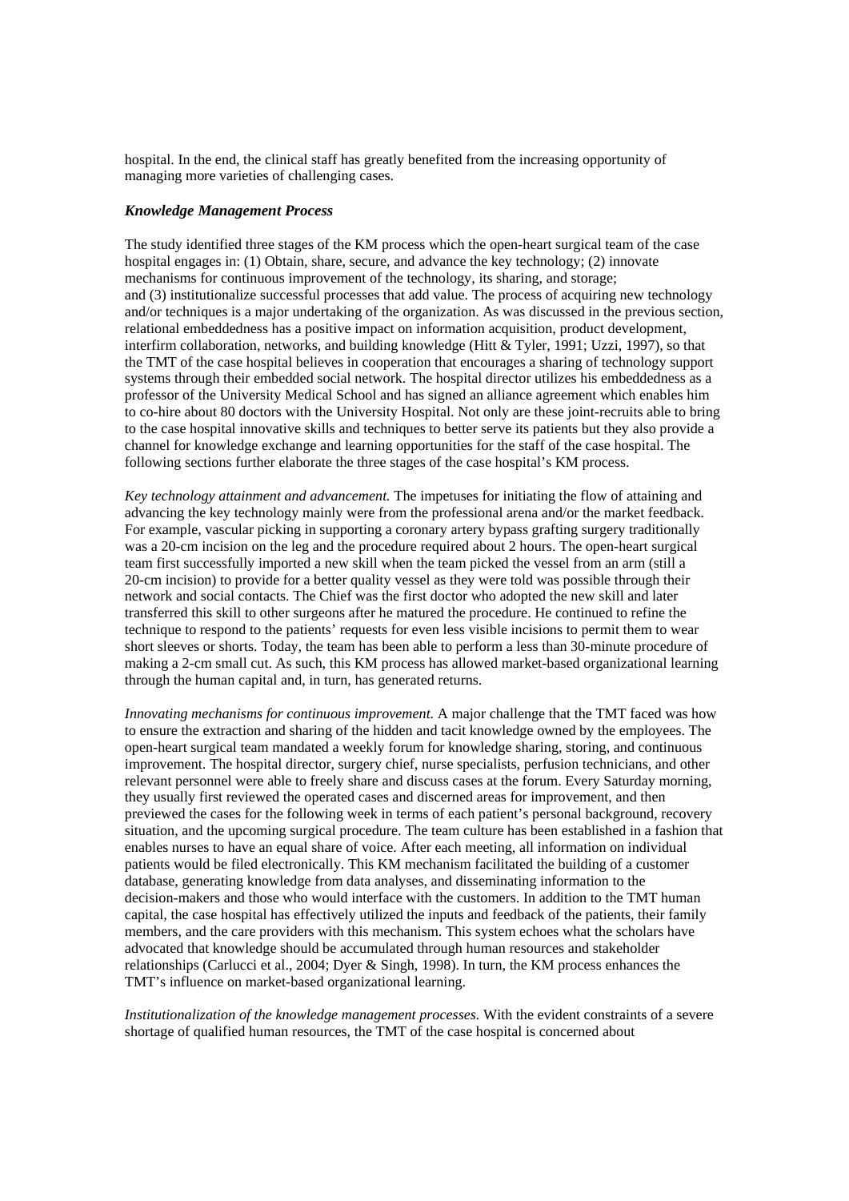hospital. In the end, the clinical staff has greatly benefited from the increasing opportunity of managing more varieties of challenging cases.

### *Knowledge Management Process*

The study identified three stages of the KM process which the open-heart surgical team of the case hospital engages in: (1) Obtain, share, secure, and advance the key technology; (2) innovate mechanisms for continuous improvement of the technology, its sharing, and storage; and (3) institutionalize successful processes that add value. The process of acquiring new technology and/or techniques is a major undertaking of the organization. As was discussed in the previous section, relational embeddedness has a positive impact on information acquisition, product development, interfirm collaboration, networks, and building knowledge (Hitt & Tyler, 1991; Uzzi, 1997), so that the TMT of the case hospital believes in cooperation that encourages a sharing of technology support systems through their embedded social network. The hospital director utilizes his embeddedness as a professor of the University Medical School and has signed an alliance agreement which enables him to co-hire about 80 doctors with the University Hospital. Not only are these joint-recruits able to bring to the case hospital innovative skills and techniques to better serve its patients but they also provide a channel for knowledge exchange and learning opportunities for the staff of the case hospital. The following sections further elaborate the three stages of the case hospital's KM process.

*Key technology attainment and advancement.* The impetuses for initiating the flow of attaining and advancing the key technology mainly were from the professional arena and/or the market feedback. For example, vascular picking in supporting a coronary artery bypass grafting surgery traditionally was a 20-cm incision on the leg and the procedure required about 2 hours. The open-heart surgical team first successfully imported a new skill when the team picked the vessel from an arm (still a 20-cm incision) to provide for a better quality vessel as they were told was possible through their network and social contacts. The Chief was the first doctor who adopted the new skill and later transferred this skill to other surgeons after he matured the procedure. He continued to refine the technique to respond to the patients' requests for even less visible incisions to permit them to wear short sleeves or shorts. Today, the team has been able to perform a less than 30-minute procedure of making a 2-cm small cut. As such, this KM process has allowed market-based organizational learning through the human capital and, in turn, has generated returns.

*Innovating mechanisms for continuous improvement.* A major challenge that the TMT faced was how to ensure the extraction and sharing of the hidden and tacit knowledge owned by the employees. The open-heart surgical team mandated a weekly forum for knowledge sharing, storing, and continuous improvement. The hospital director, surgery chief, nurse specialists, perfusion technicians, and other relevant personnel were able to freely share and discuss cases at the forum. Every Saturday morning, they usually first reviewed the operated cases and discerned areas for improvement, and then previewed the cases for the following week in terms of each patient's personal background, recovery situation, and the upcoming surgical procedure. The team culture has been established in a fashion that enables nurses to have an equal share of voice. After each meeting, all information on individual patients would be filed electronically. This KM mechanism facilitated the building of a customer database, generating knowledge from data analyses, and disseminating information to the decision-makers and those who would interface with the customers. In addition to the TMT human capital, the case hospital has effectively utilized the inputs and feedback of the patients, their family members, and the care providers with this mechanism. This system echoes what the scholars have advocated that knowledge should be accumulated through human resources and stakeholder relationships (Carlucci et al., 2004; Dyer & Singh, 1998). In turn, the KM process enhances the TMT's influence on market-based organizational learning.

*Institutionalization of the knowledge management processes.* With the evident constraints of a severe shortage of qualified human resources, the TMT of the case hospital is concerned about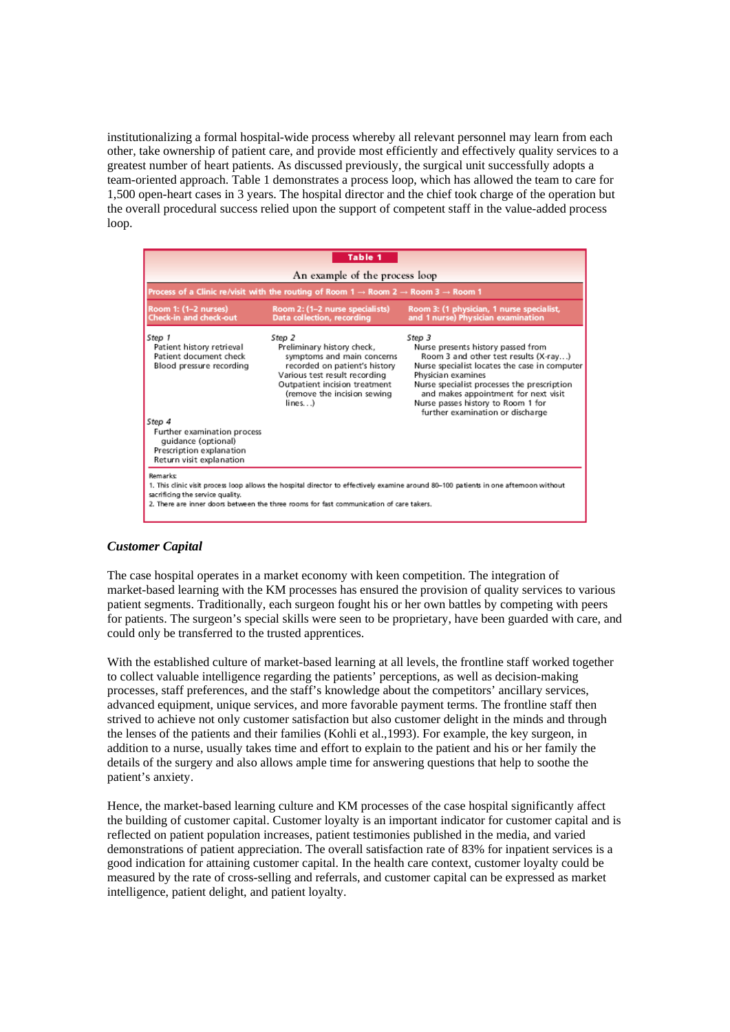institutionalizing a formal hospital-wide process whereby all relevant personnel may learn from each other, take ownership of patient care, and provide most efficiently and effectively quality services to a greatest number of heart patients. As discussed previously, the surgical unit successfully adopts a team-oriented approach. Table 1 demonstrates a process loop, which has allowed the team to care for 1,500 open-heart cases in 3 years. The hospital director and the chief took charge of the operation but the overall procedural success relied upon the support of competent staff in the value-added process loop.

**Table 1**

An example of the process loop

| Process of a Clinic re/visit with the routing of Room 1 → Room 2 → Room 3 → Room 1 | | |
|---|---|---|
| **Room 1: (1–2 nurses) Check-in and check-out** | **Room 2: (1–2 nurse specialists) Data collection, recording** | **Room 3: (1 physician, 1 nurse specialist, and 1 nurse) Physician examination** |
| *Step 1*<br>Patient history retrieval<br>Patient document check<br>Blood pressure recording | *Step 2*<br>Preliminary history check, symptoms and main concerns recorded on patient's history<br>Various test result recording<br>Outpatient incision treatment (remove the incision sewing lines…) | *Step 3*<br>Nurse presents history passed from Room 3 and other test results (X-ray…)<br>Nurse specialist locates the case in computer<br>Physician examines<br>Nurse specialist processes the prescription and makes appointment for next visit<br>Nurse passes history to Room 1 for further examination or discharge |
| *Step 4*<br>Further examination process guidance (optional)<br>Prescription explanation<br>Return visit explanation | | |

Remarks:
1. This clinic visit process loop allows the hospital director to effectively examine around 80–100 patients in one afternoon without sacrificing the service quality.
2. There are inner doors between the three rooms for fast communication of care takers.

### *Customer Capital*

The case hospital operates in a market economy with keen competition. The integration of market-based learning with the KM processes has ensured the provision of quality services to various patient segments. Traditionally, each surgeon fought his or her own battles by competing with peers for patients. The surgeon's special skills were seen to be proprietary, have been guarded with care, and could only be transferred to the trusted apprentices.

With the established culture of market-based learning at all levels, the frontline staff worked together to collect valuable intelligence regarding the patients' perceptions, as well as decision-making processes, staff preferences, and the staff's knowledge about the competitors' ancillary services, advanced equipment, unique services, and more favorable payment terms. The frontline staff then strived to achieve not only customer satisfaction but also customer delight in the minds and through the lenses of the patients and their families (Kohli et al.,1993). For example, the key surgeon, in addition to a nurse, usually takes time and effort to explain to the patient and his or her family the details of the surgery and also allows ample time for answering questions that help to soothe the patient's anxiety.

Hence, the market-based learning culture and KM processes of the case hospital significantly affect the building of customer capital. Customer loyalty is an important indicator for customer capital and is reflected on patient population increases, patient testimonies published in the media, and varied demonstrations of patient appreciation. The overall satisfaction rate of 83% for inpatient services is a good indication for attaining customer capital. In the health care context, customer loyalty could be measured by the rate of cross-selling and referrals, and customer capital can be expressed as market intelligence, patient delight, and patient loyalty.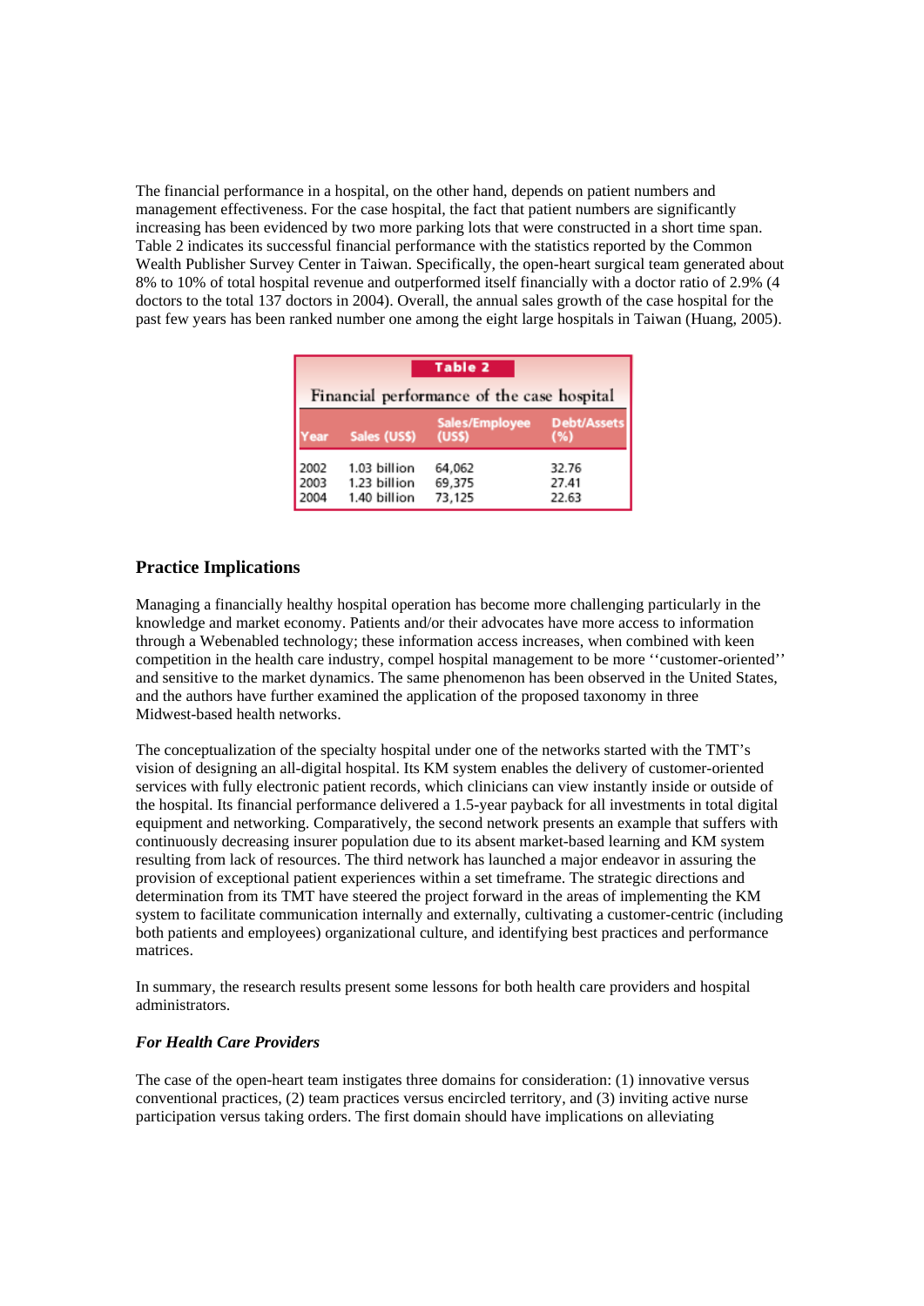The financial performance in a hospital, on the other hand, depends on patient numbers and management effectiveness. For the case hospital, the fact that patient numbers are significantly increasing has been evidenced by two more parking lots that were constructed in a short time span. Table 2 indicates its successful financial performance with the statistics reported by the Common Wealth Publisher Survey Center in Taiwan. Specifically, the open-heart surgical team generated about 8% to 10% of total hospital revenue and outperformed itself financially with a doctor ratio of 2.9% (4 doctors to the total 137 doctors in 2004). Overall, the annual sales growth of the case hospital for the past few years has been ranked number one among the eight large hospitals in Taiwan (Huang, 2005).

**Table 2**

Financial performance of the case hospital

| Year | Sales (US$) | Sales/Employee (US$) | Debt/Assets (%) |
|---|---|---|---|
| 2002 | 1.03 billion | 64,062 | 32.76 |
| 2003 | 1.23 billion | 69,375 | 27.41 |
| 2004 | 1.40 billion | 73,125 | 22.63 |

## Practice Implications

Managing a financially healthy hospital operation has become more challenging particularly in the knowledge and market economy. Patients and/or their advocates have more access to information through a Webenabled technology; these information access increases, when combined with keen competition in the health care industry, compel hospital management to be more ''customer-oriented'' and sensitive to the market dynamics. The same phenomenon has been observed in the United States, and the authors have further examined the application of the proposed taxonomy in three Midwest-based health networks.

The conceptualization of the specialty hospital under one of the networks started with the TMT's vision of designing an all-digital hospital. Its KM system enables the delivery of customer-oriented services with fully electronic patient records, which clinicians can view instantly inside or outside of the hospital. Its financial performance delivered a 1.5-year payback for all investments in total digital equipment and networking. Comparatively, the second network presents an example that suffers with continuously decreasing insurer population due to its absent market-based learning and KM system resulting from lack of resources. The third network has launched a major endeavor in assuring the provision of exceptional patient experiences within a set timeframe. The strategic directions and determination from its TMT have steered the project forward in the areas of implementing the KM system to facilitate communication internally and externally, cultivating a customer-centric (including both patients and employees) organizational culture, and identifying best practices and performance matrices.

In summary, the research results present some lessons for both health care providers and hospital administrators.

### *For Health Care Providers*

The case of the open-heart team instigates three domains for consideration: (1) innovative versus conventional practices, (2) team practices versus encircled territory, and (3) inviting active nurse participation versus taking orders. The first domain should have implications on alleviating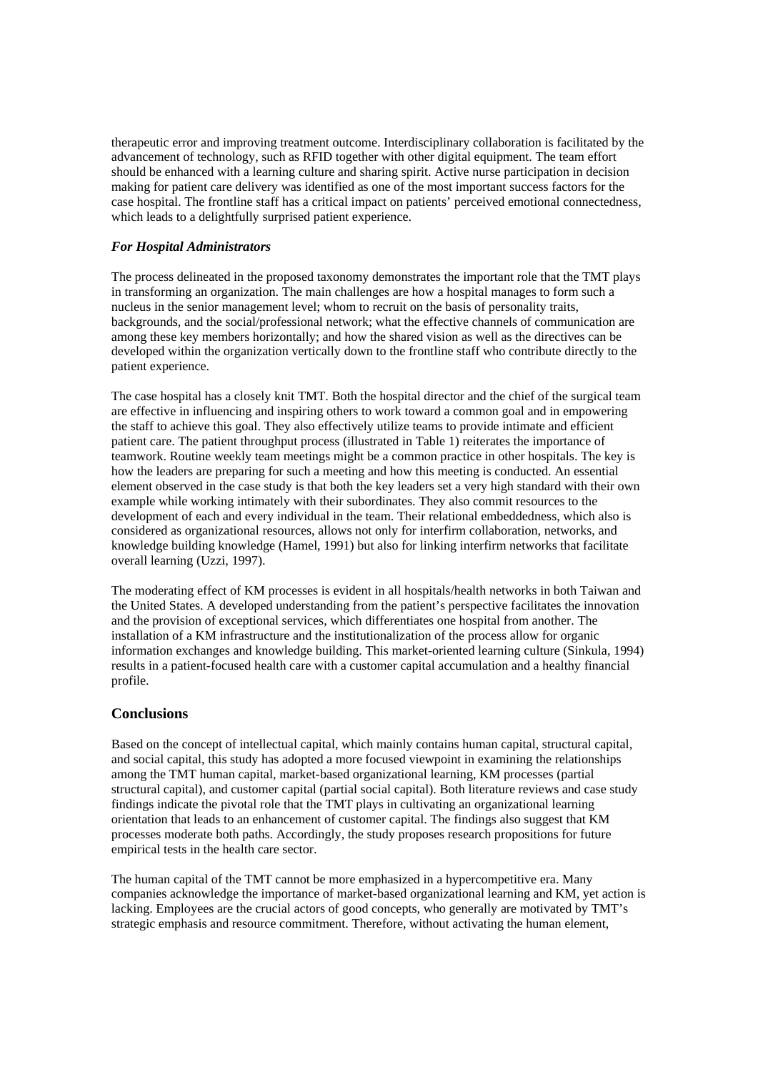therapeutic error and improving treatment outcome. Interdisciplinary collaboration is facilitated by the advancement of technology, such as RFID together with other digital equipment. The team effort should be enhanced with a learning culture and sharing spirit. Active nurse participation in decision making for patient care delivery was identified as one of the most important success factors for the case hospital. The frontline staff has a critical impact on patients' perceived emotional connectedness, which leads to a delightfully surprised patient experience.

### *For Hospital Administrators*

The process delineated in the proposed taxonomy demonstrates the important role that the TMT plays in transforming an organization. The main challenges are how a hospital manages to form such a nucleus in the senior management level; whom to recruit on the basis of personality traits, backgrounds, and the social/professional network; what the effective channels of communication are among these key members horizontally; and how the shared vision as well as the directives can be developed within the organization vertically down to the frontline staff who contribute directly to the patient experience.

The case hospital has a closely knit TMT. Both the hospital director and the chief of the surgical team are effective in influencing and inspiring others to work toward a common goal and in empowering the staff to achieve this goal. They also effectively utilize teams to provide intimate and efficient patient care. The patient throughput process (illustrated in Table 1) reiterates the importance of teamwork. Routine weekly team meetings might be a common practice in other hospitals. The key is how the leaders are preparing for such a meeting and how this meeting is conducted. An essential element observed in the case study is that both the key leaders set a very high standard with their own example while working intimately with their subordinates. They also commit resources to the development of each and every individual in the team. Their relational embeddedness, which also is considered as organizational resources, allows not only for interfirm collaboration, networks, and knowledge building knowledge (Hamel, 1991) but also for linking interfirm networks that facilitate overall learning (Uzzi, 1997).

The moderating effect of KM processes is evident in all hospitals/health networks in both Taiwan and the United States. A developed understanding from the patient's perspective facilitates the innovation and the provision of exceptional services, which differentiates one hospital from another. The installation of a KM infrastructure and the institutionalization of the process allow for organic information exchanges and knowledge building. This market-oriented learning culture (Sinkula, 1994) results in a patient-focused health care with a customer capital accumulation and a healthy financial profile.

## Conclusions

Based on the concept of intellectual capital, which mainly contains human capital, structural capital, and social capital, this study has adopted a more focused viewpoint in examining the relationships among the TMT human capital, market-based organizational learning, KM processes (partial structural capital), and customer capital (partial social capital). Both literature reviews and case study findings indicate the pivotal role that the TMT plays in cultivating an organizational learning orientation that leads to an enhancement of customer capital. The findings also suggest that KM processes moderate both paths. Accordingly, the study proposes research propositions for future empirical tests in the health care sector.

The human capital of the TMT cannot be more emphasized in a hypercompetitive era. Many companies acknowledge the importance of market-based organizational learning and KM, yet action is lacking. Employees are the crucial actors of good concepts, who generally are motivated by TMT's strategic emphasis and resource commitment. Therefore, without activating the human element,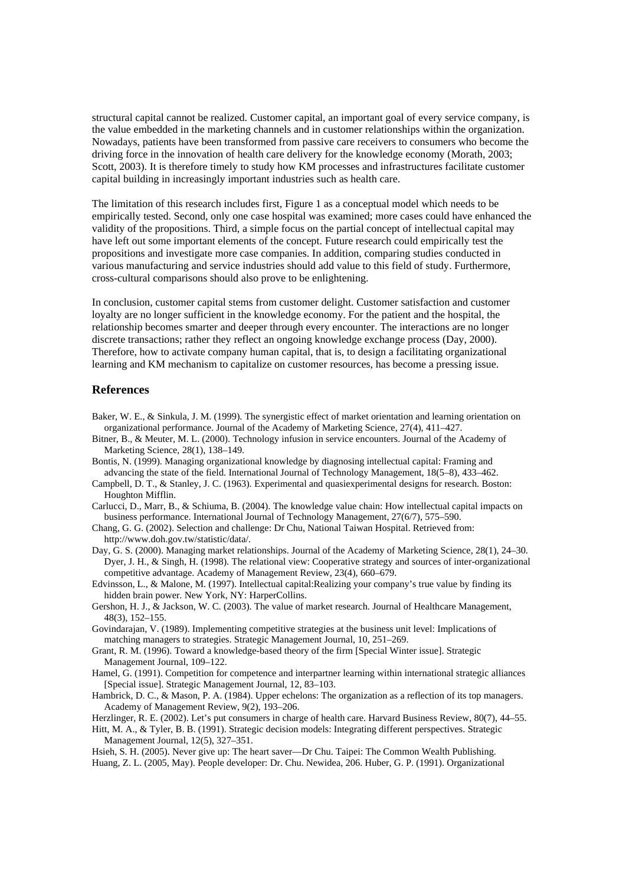structural capital cannot be realized. Customer capital, an important goal of every service company, is the value embedded in the marketing channels and in customer relationships within the organization. Nowadays, patients have been transformed from passive care receivers to consumers who become the driving force in the innovation of health care delivery for the knowledge economy (Morath, 2003; Scott, 2003). It is therefore timely to study how KM processes and infrastructures facilitate customer capital building in increasingly important industries such as health care.

The limitation of this research includes first, Figure 1 as a conceptual model which needs to be empirically tested. Second, only one case hospital was examined; more cases could have enhanced the validity of the propositions. Third, a simple focus on the partial concept of intellectual capital may have left out some important elements of the concept. Future research could empirically test the propositions and investigate more case companies. In addition, comparing studies conducted in various manufacturing and service industries should add value to this field of study. Furthermore, cross-cultural comparisons should also prove to be enlightening.

In conclusion, customer capital stems from customer delight. Customer satisfaction and customer loyalty are no longer sufficient in the knowledge economy. For the patient and the hospital, the relationship becomes smarter and deeper through every encounter. The interactions are no longer discrete transactions; rather they reflect an ongoing knowledge exchange process (Day, 2000). Therefore, how to activate company human capital, that is, to design a facilitating organizational learning and KM mechanism to capitalize on customer resources, has become a pressing issue.

## References

Baker, W. E., & Sinkula, J. M. (1999). The synergistic effect of market orientation and learning orientation on organizational performance. Journal of the Academy of Marketing Science, 27(4), 411–427.

Bitner, B., & Meuter, M. L. (2000). Technology infusion in service encounters. Journal of the Academy of Marketing Science, 28(1), 138–149.

Bontis, N. (1999). Managing organizational knowledge by diagnosing intellectual capital: Framing and advancing the state of the field. International Journal of Technology Management, 18(5–8), 433–462.

Campbell, D. T., & Stanley, J. C. (1963). Experimental and quasiexperimental designs for research. Boston: Houghton Mifflin.

Carlucci, D., Marr, B., & Schiuma, B. (2004). The knowledge value chain: How intellectual capital impacts on business performance. International Journal of Technology Management, 27(6/7), 575–590.

Chang, G. G. (2002). Selection and challenge: Dr Chu, National Taiwan Hospital. Retrieved from: http://www.doh.gov.tw/statistic/data/.

Day, G. S. (2000). Managing market relationships. Journal of the Academy of Marketing Science, 28(1), 24–30.

Dyer, J. H., & Singh, H. (1998). The relational view: Cooperative strategy and sources of inter-organizational competitive advantage. Academy of Management Review, 23(4), 660–679.

Edvinsson, L., & Malone, M. (1997). Intellectual capital:Realizing your company's true value by finding its hidden brain power. New York, NY: HarperCollins.

Gershon, H. J., & Jackson, W. C. (2003). The value of market research. Journal of Healthcare Management, 48(3), 152–155.

Govindarajan, V. (1989). Implementing competitive strategies at the business unit level: Implications of matching managers to strategies. Strategic Management Journal, 10, 251–269.

Grant, R. M. (1996). Toward a knowledge-based theory of the firm [Special Winter issue]. Strategic Management Journal, 109–122.

Hamel, G. (1991). Competition for competence and interpartner learning within international strategic alliances [Special issue]. Strategic Management Journal, 12, 83–103.

Hambrick, D. C., & Mason, P. A. (1984). Upper echelons: The organization as a reflection of its top managers. Academy of Management Review, 9(2), 193–206.

Herzlinger, R. E. (2002). Let's put consumers in charge of health care. Harvard Business Review, 80(7), 44–55.

Hitt, M. A., & Tyler, B. B. (1991). Strategic decision models: Integrating different perspectives. Strategic Management Journal, 12(5), 327–351.

Hsieh, S. H. (2005). Never give up: The heart saver—Dr Chu. Taipei: The Common Wealth Publishing.

Huang, Z. L. (2005, May). People developer: Dr. Chu. Newidea, 206. Huber, G. P. (1991). Organizational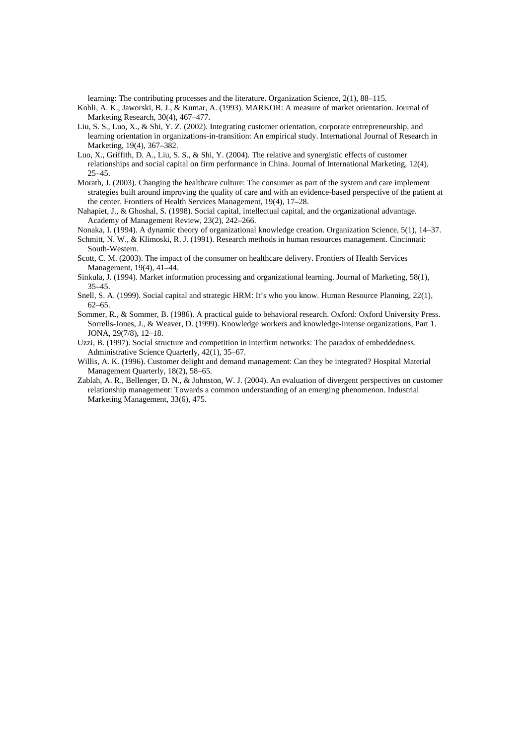learning: The contributing processes and the literature. Organization Science, 2(1), 88–115.

Kohli, A. K., Jaworski, B. J., & Kumar, A. (1993). MARKOR: A measure of market orientation. Journal of Marketing Research, 30(4), 467–477.

Liu, S. S., Luo, X., & Shi, Y. Z. (2002). Integrating customer orientation, corporate entrepreneurship, and learning orientation in organizations-in-transition: An empirical study. International Journal of Research in Marketing, 19(4), 367–382.

Luo, X., Griffith, D. A., Liu, S. S., & Shi, Y. (2004). The relative and synergistic effects of customer relationships and social capital on firm performance in China. Journal of International Marketing, 12(4), 25–45.

Morath, J. (2003). Changing the healthcare culture: The consumer as part of the system and care implement strategies built around improving the quality of care and with an evidence-based perspective of the patient at the center. Frontiers of Health Services Management, 19(4), 17–28.

Nahapiet, J., & Ghoshal, S. (1998). Social capital, intellectual capital, and the organizational advantage. Academy of Management Review, 23(2), 242–266.

Nonaka, I. (1994). A dynamic theory of organizational knowledge creation. Organization Science, 5(1), 14–37.

Schmitt, N. W., & Klimoski, R. J. (1991). Research methods in human resources management. Cincinnati: South-Western.

Scott, C. M. (2003). The impact of the consumer on healthcare delivery. Frontiers of Health Services Management, 19(4), 41–44.

Sinkula, J. (1994). Market information processing and organizational learning. Journal of Marketing, 58(1), 35–45.

Snell, S. A. (1999). Social capital and strategic HRM: It's who you know. Human Resource Planning, 22(1), 62–65.

Sommer, R., & Sommer, B. (1986). A practical guide to behavioral research. Oxford: Oxford University Press. Sorrells-Jones, J., & Weaver, D. (1999). Knowledge workers and knowledge-intense organizations, Part 1. JONA, 29(7/8), 12–18.

Uzzi, B. (1997). Social structure and competition in interfirm networks: The paradox of embeddedness. Administrative Science Quarterly, 42(1), 35–67.

Willis, A. K. (1996). Customer delight and demand management: Can they be integrated? Hospital Material Management Quarterly, 18(2), 58–65.

Zablah, A. R., Bellenger, D. N., & Johnston, W. J. (2004). An evaluation of divergent perspectives on customer relationship management: Towards a common understanding of an emerging phenomenon. Industrial Marketing Management, 33(6), 475.